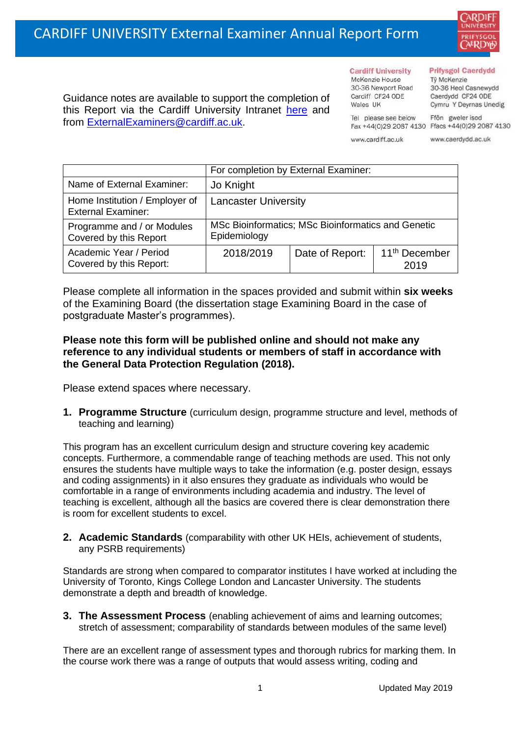# CARDIFF UNIVERSITY External Examiner Annual Report Form

Guidance notes are available to support the completion of this Report via the Cardiff University Intranet [here](#) and from ExternalExaminers@cardiff.ac.uk.

**Cardiff University**
McKenzie House
30-36 Newport Road
Cardiff CF24 0DE
Wales UK

Tel please see below
Fax +44(0)29 2087 4130

www.cardiff.ac.uk

**Prifysgol Caerdydd**
Tŷ McKenzie
30-36 Heol Casnewydd
Caerdydd CF24 0DE
Cymru Y Deyrnas Unedig

Ffôn gweler isod
Ffacs +44(0)29 2087 4130

www.caerdydd.ac.uk

| | For completion by External Examiner: | | |
|---|---|---|---|
| Name of External Examiner: | Jo Knight | | |
| Home Institution / Employer of External Examiner: | Lancaster University | | |
| Programme and / or Modules Covered by this Report | MSc Bioinformatics; MSc Bioinformatics and Genetic Epidemiology | | |
| Academic Year / Period Covered by this Report: | 2018/2019 | Date of Report: | 11th December 2019 |

Please complete all information in the spaces provided and submit within **six weeks** of the Examining Board (the dissertation stage Examining Board in the case of postgraduate Master's programmes).

**Please note this form will be published online and should not make any reference to any individual students or members of staff in accordance with the General Data Protection Regulation (2018).**

Please extend spaces where necessary.

1. **Programme Structure** (curriculum design, programme structure and level, methods of teaching and learning)

This program has an excellent curriculum design and structure covering key academic concepts. Furthermore, a commendable range of teaching methods are used. This not only ensures the students have multiple ways to take the information (e.g. poster design, essays and coding assignments) in it also ensures they graduate as individuals who would be comfortable in a range of environments including academia and industry. The level of teaching is excellent, although all the basics are covered there is clear demonstration there is room for excellent students to excel.

2. **Academic Standards** (comparability with other UK HEIs, achievement of students, any PSRB requirements)

Standards are strong when compared to comparator institutes I have worked at including the University of Toronto, Kings College London and Lancaster University. The students demonstrate a depth and breadth of knowledge.

3. **The Assessment Process** (enabling achievement of aims and learning outcomes; stretch of assessment; comparability of standards between modules of the same level)

There are an excellent range of assessment types and thorough rubrics for marking them. In the course work there was a range of outputs that would assess writing, coding and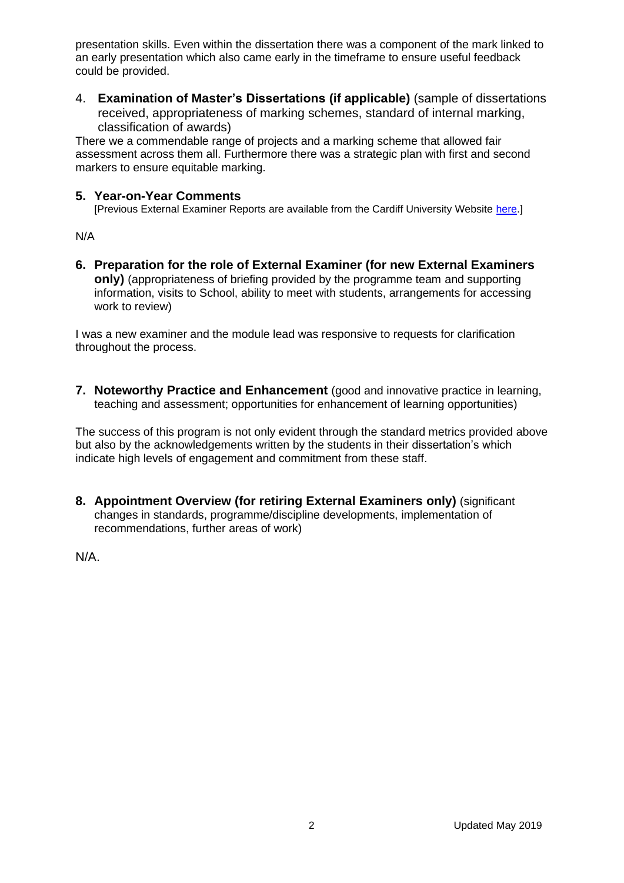presentation skills. Even within the dissertation there was a component of the mark linked to an early presentation which also came early in the timeframe to ensure useful feedback could be provided.

4. **Examination of Master's Dissertations (if applicable)** (sample of dissertations received, appropriateness of marking schemes, standard of internal marking, classification of awards)

There we a commendable range of projects and a marking scheme that allowed fair assessment across them all. Furthermore there was a strategic plan with first and second markers to ensure equitable marking.

**5. Year-on-Year Comments**

[Previous External Examiner Reports are available from the Cardiff University Website here.]

N/A

**6. Preparation for the role of External Examiner (for new External Examiners only)** (appropriateness of briefing provided by the programme team and supporting information, visits to School, ability to meet with students, arrangements for accessing work to review)

I was a new examiner and the module lead was responsive to requests for clarification throughout the process.

**7. Noteworthy Practice and Enhancement** (good and innovative practice in learning, teaching and assessment; opportunities for enhancement of learning opportunities)

The success of this program is not only evident through the standard metrics provided above but also by the acknowledgements written by the students in their dissertation's which indicate high levels of engagement and commitment from these staff.

**8. Appointment Overview (for retiring External Examiners only)** (significant changes in standards, programme/discipline developments, implementation of recommendations, further areas of work)

N/A.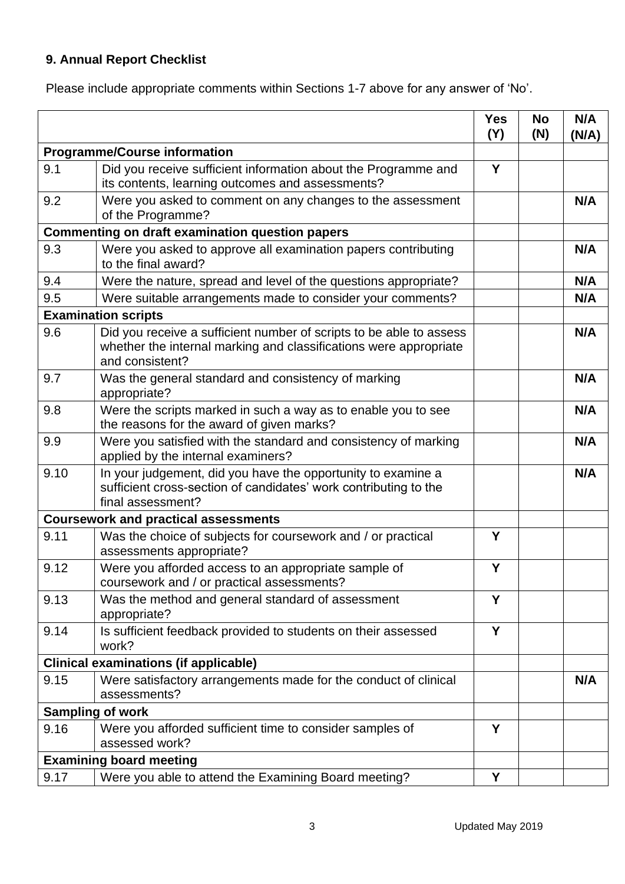**9. Annual Report Checklist**

Please include appropriate comments within Sections 1-7 above for any answer of 'No'.

| | | Yes (Y) | No (N) | N/A (N/A) |
|---|---|---|---|---|
| **Programme/Course information** | | | | |
| 9.1 | Did you receive sufficient information about the Programme and its contents, learning outcomes and assessments? | Y | | |
| 9.2 | Were you asked to comment on any changes to the assessment of the Programme? | | | N/A |
| **Commenting on draft examination question papers** | | | | |
| 9.3 | Were you asked to approve all examination papers contributing to the final award? | | | N/A |
| 9.4 | Were the nature, spread and level of the questions appropriate? | | | N/A |
| 9.5 | Were suitable arrangements made to consider your comments? | | | N/A |
| **Examination scripts** | | | | |
| 9.6 | Did you receive a sufficient number of scripts to be able to assess whether the internal marking and classifications were appropriate and consistent? | | | N/A |
| 9.7 | Was the general standard and consistency of marking appropriate? | | | N/A |
| 9.8 | Were the scripts marked in such a way as to enable you to see the reasons for the award of given marks? | | | N/A |
| 9.9 | Were you satisfied with the standard and consistency of marking applied by the internal examiners? | | | N/A |
| 9.10 | In your judgement, did you have the opportunity to examine a sufficient cross-section of candidates' work contributing to the final assessment? | | | N/A |
| **Coursework and practical assessments** | | | | |
| 9.11 | Was the choice of subjects for coursework and / or practical assessments appropriate? | Y | | |
| 9.12 | Were you afforded access to an appropriate sample of coursework and / or practical assessments? | Y | | |
| 9.13 | Was the method and general standard of assessment appropriate? | Y | | |
| 9.14 | Is sufficient feedback provided to students on their assessed work? | Y | | |
| **Clinical examinations (if applicable)** | | | | |
| 9.15 | Were satisfactory arrangements made for the conduct of clinical assessments? | | | N/A |
| **Sampling of work** | | | | |
| 9.16 | Were you afforded sufficient time to consider samples of assessed work? | Y | | |
| **Examining board meeting** | | | | |
| 9.17 | Were you able to attend the Examining Board meeting? | Y | | |

Updated May 2019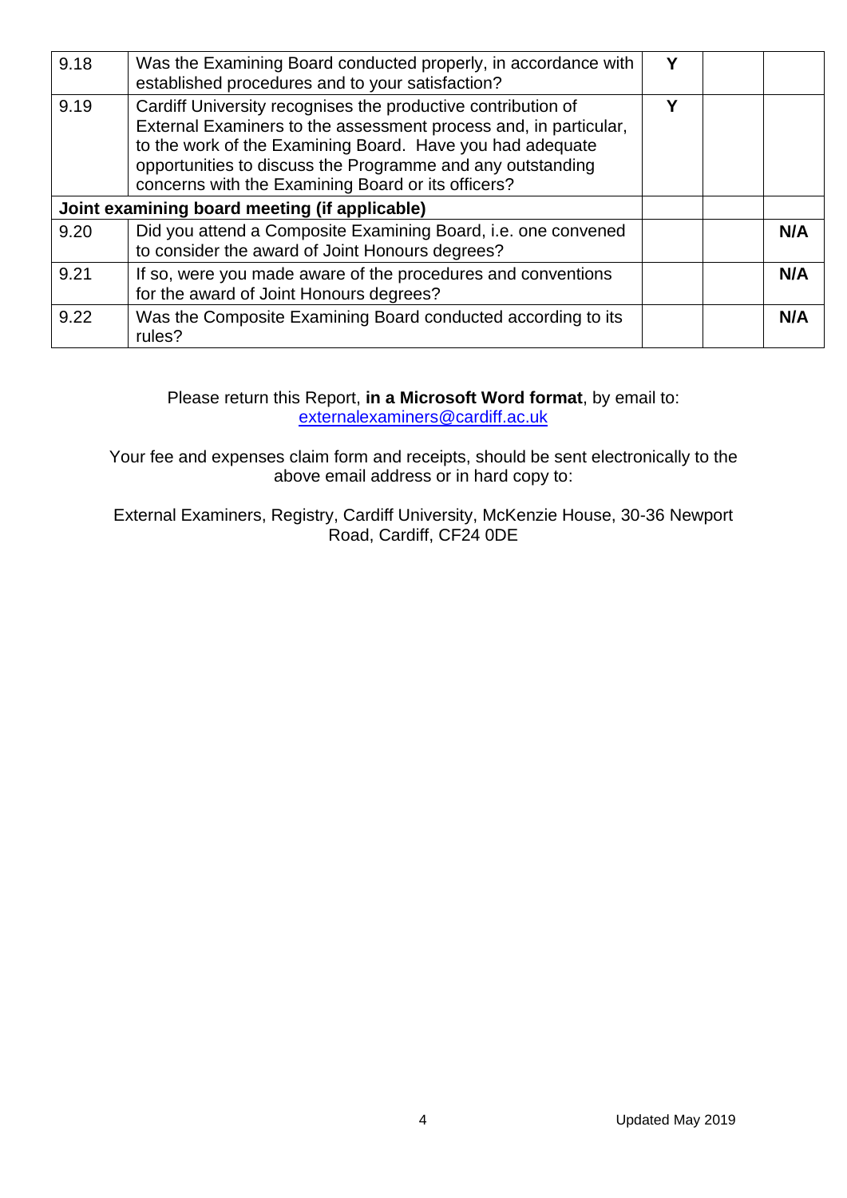| | | | | |
|---|---|---|---|---|
| 9.18 | Was the Examining Board conducted properly, in accordance with established procedures and to your satisfaction? | **Y** | | |
| 9.19 | Cardiff University recognises the productive contribution of External Examiners to the assessment process and, in particular, to the work of the Examining Board. Have you had adequate opportunities to discuss the Programme and any outstanding concerns with the Examining Board or its officers? | **Y** | | |
| **Joint examining board meeting (if applicable)** | | | | |
| 9.20 | Did you attend a Composite Examining Board, i.e. one convened to consider the award of Joint Honours degrees? | | | **N/A** |
| 9.21 | If so, were you made aware of the procedures and conventions for the award of Joint Honours degrees? | | | **N/A** |
| 9.22 | Was the Composite Examining Board conducted according to its rules? | | | **N/A** |

Please return this Report, **in a Microsoft Word format**, by email to: externalexaminers@cardiff.ac.uk

Your fee and expenses claim form and receipts, should be sent electronically to the above email address or in hard copy to:

External Examiners, Registry, Cardiff University, McKenzie House, 30-36 Newport Road, Cardiff, CF24 0DE